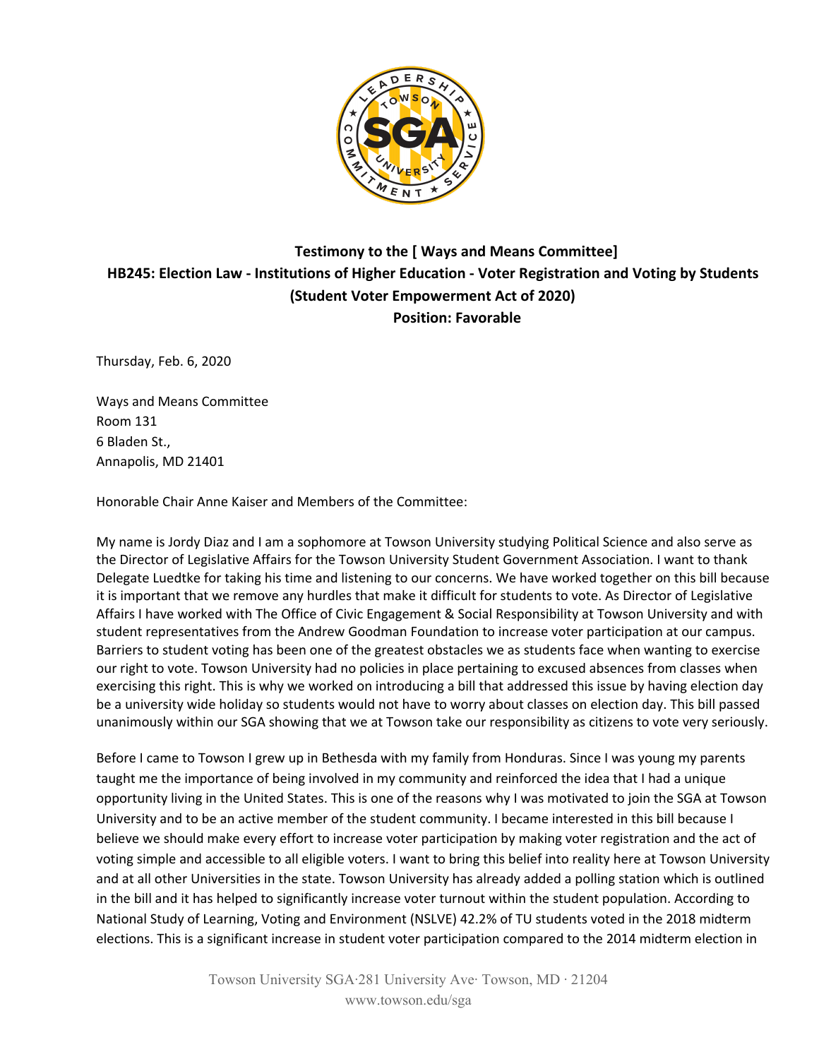**Testimony to the [ Ways and Means Committee]**
**HB245: Election Law - Institutions of Higher Education - Voter Registration and Voting by Students (Student Voter Empowerment Act of 2020)**
**Position: Favorable**

Thursday, Feb. 6, 2020

Ways and Means Committee
Room 131
6 Bladen St.,
Annapolis, MD 21401

Honorable Chair Anne Kaiser and Members of the Committee:

My name is Jordy Diaz and I am a sophomore at Towson University studying Political Science and also serve as the Director of Legislative Affairs for the Towson University Student Government Association. I want to thank Delegate Luedtke for taking his time and listening to our concerns. We have worked together on this bill because it is important that we remove any hurdles that make it difficult for students to vote. As Director of Legislative Affairs I have worked with The Office of Civic Engagement & Social Responsibility at Towson University and with student representatives from the Andrew Goodman Foundation to increase voter participation at our campus. Barriers to student voting has been one of the greatest obstacles we as students face when wanting to exercise our right to vote. Towson University had no policies in place pertaining to excused absences from classes when exercising this right. This is why we worked on introducing a bill that addressed this issue by having election day be a university wide holiday so students would not have to worry about classes on election day. This bill passed unanimously within our SGA showing that we at Towson take our responsibility as citizens to vote very seriously.

Before I came to Towson I grew up in Bethesda with my family from Honduras. Since I was young my parents taught me the importance of being involved in my community and reinforced the idea that I had a unique opportunity living in the United States. This is one of the reasons why I was motivated to join the SGA at Towson University and to be an active member of the student community. I became interested in this bill because I believe we should make every effort to increase voter participation by making voter registration and the act of voting simple and accessible to all eligible voters. I want to bring this belief into reality here at Towson University and at all other Universities in the state. Towson University has already added a polling station which is outlined in the bill and it has helped to significantly increase voter turnout within the student population. According to National Study of Learning, Voting and Environment (NSLVE) 42.2% of TU students voted in the 2018 midterm elections. This is a significant increase in student voter participation compared to the 2014 midterm election in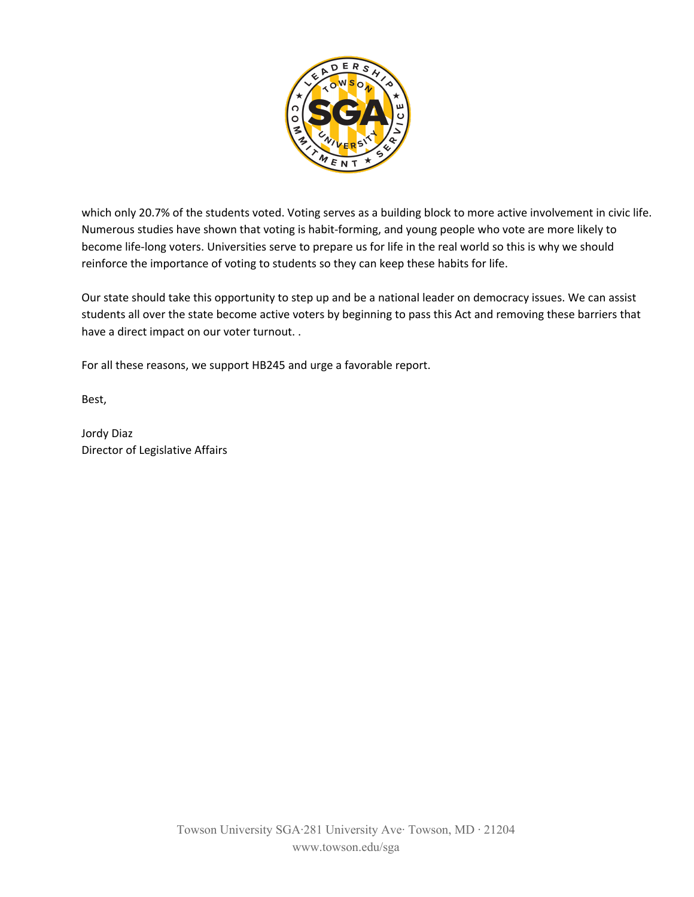which only 20.7% of the students voted. Voting serves as a building block to more active involvement in civic life. Numerous studies have shown that voting is habit-forming, and young people who vote are more likely to become life-long voters. Universities serve to prepare us for life in the real world so this is why we should reinforce the importance of voting to students so they can keep these habits for life.

Our state should take this opportunity to step up and be a national leader on democracy issues. We can assist students all over the state become active voters by beginning to pass this Act and removing these barriers that have a direct impact on our voter turnout. .

For all these reasons, we support HB245 and urge a favorable report.

Best,

Jordy Diaz
Director of Legislative Affairs

Towson University SGA·281 University Ave· Towson, MD · 21204
www.towson.edu/sga